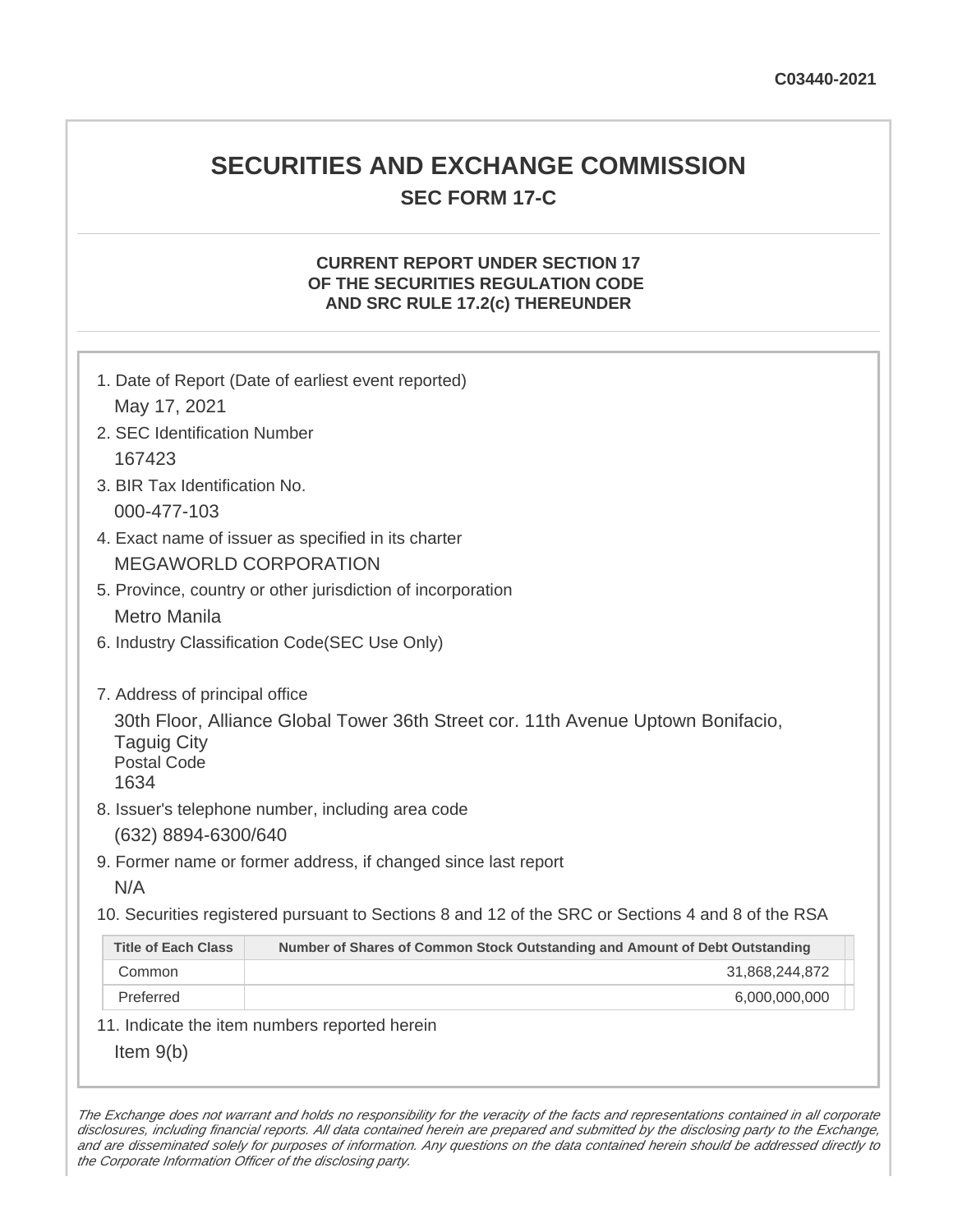C03440-2021

# SECURITIES AND EXCHANGE COMMISSION

## SEC FORM 17-C

### CURRENT REPORT UNDER SECTION 17 OF THE SECURITIES REGULATION CODE AND SRC RULE 17.2(c) THEREUNDER

1. Date of Report (Date of earliest event reported)
   May 17, 2021
2. SEC Identification Number
   167423
3. BIR Tax Identification No.
   000-477-103
4. Exact name of issuer as specified in its charter
   MEGAWORLD CORPORATION
5. Province, country or other jurisdiction of incorporation
   Metro Manila
6. Industry Classification Code(SEC Use Only)

7. Address of principal office
   30th Floor, Alliance Global Tower 36th Street cor. 11th Avenue Uptown Bonifacio, Taguig City
   Postal Code
   1634
8. Issuer's telephone number, including area code
   (632) 8894-6300/640
9. Former name or former address, if changed since last report
   N/A
10. Securities registered pursuant to Sections 8 and 12 of the SRC or Sections 4 and 8 of the RSA

| Title of Each Class | Number of Shares of Common Stock Outstanding and Amount of Debt Outstanding |
|---|---|
| Common | 31,868,244,872 |
| Preferred | 6,000,000,000 |

11. Indicate the item numbers reported herein
    Item 9(b)

*The Exchange does not warrant and holds no responsibility for the veracity of the facts and representations contained in all corporate disclosures, including financial reports. All data contained herein are prepared and submitted by the disclosing party to the Exchange, and are disseminated solely for purposes of information. Any questions on the data contained herein should be addressed directly to the Corporate Information Officer of the disclosing party.*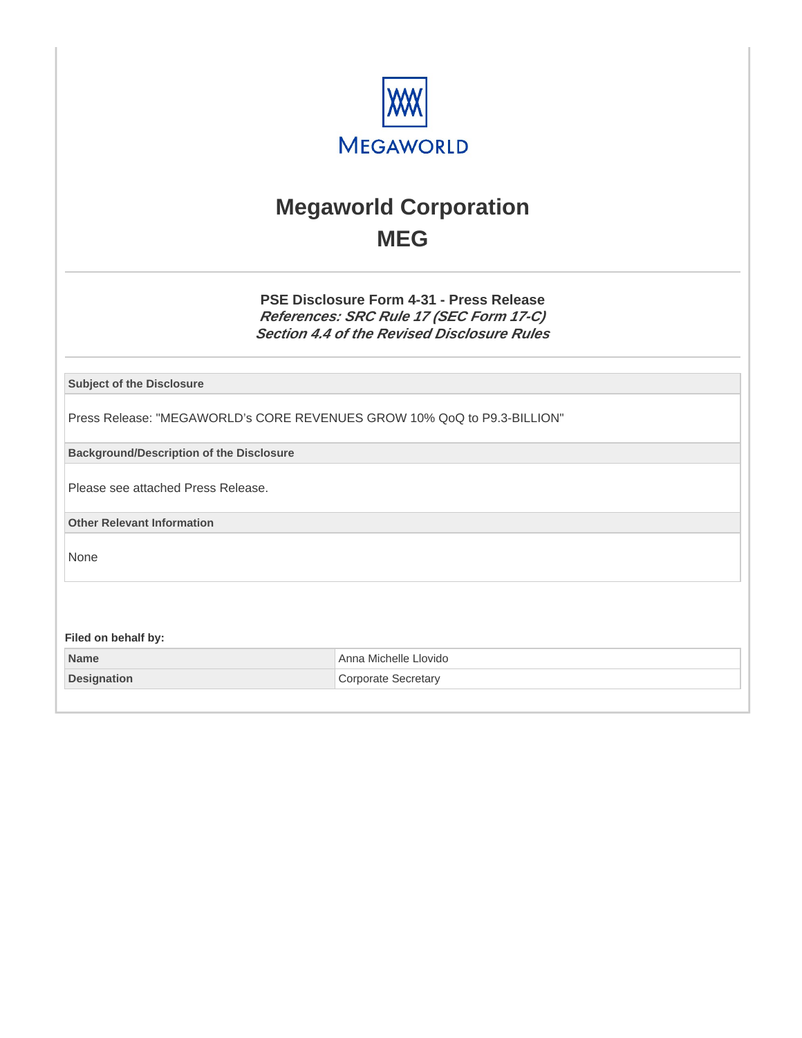MEGAWORLD

# Megaworld Corporation
# MEG

### PSE Disclosure Form 4-31 - Press Release
***References: SRC Rule 17 (SEC Form 17-C)***
***Section 4.4 of the Revised Disclosure Rules***

| Subject of the Disclosure |
|---|
| Press Release: "MEGAWORLD's CORE REVENUES GROW 10% QoQ to P9.3-BILLION" |

| Background/Description of the Disclosure |
|---|
| Please see attached Press Release. |

| Other Relevant Information |
|---|
| None |

**Filed on behalf by:**

| | |
|---|---|
| **Name** | Anna Michelle Llovido |
| **Designation** | Corporate Secretary |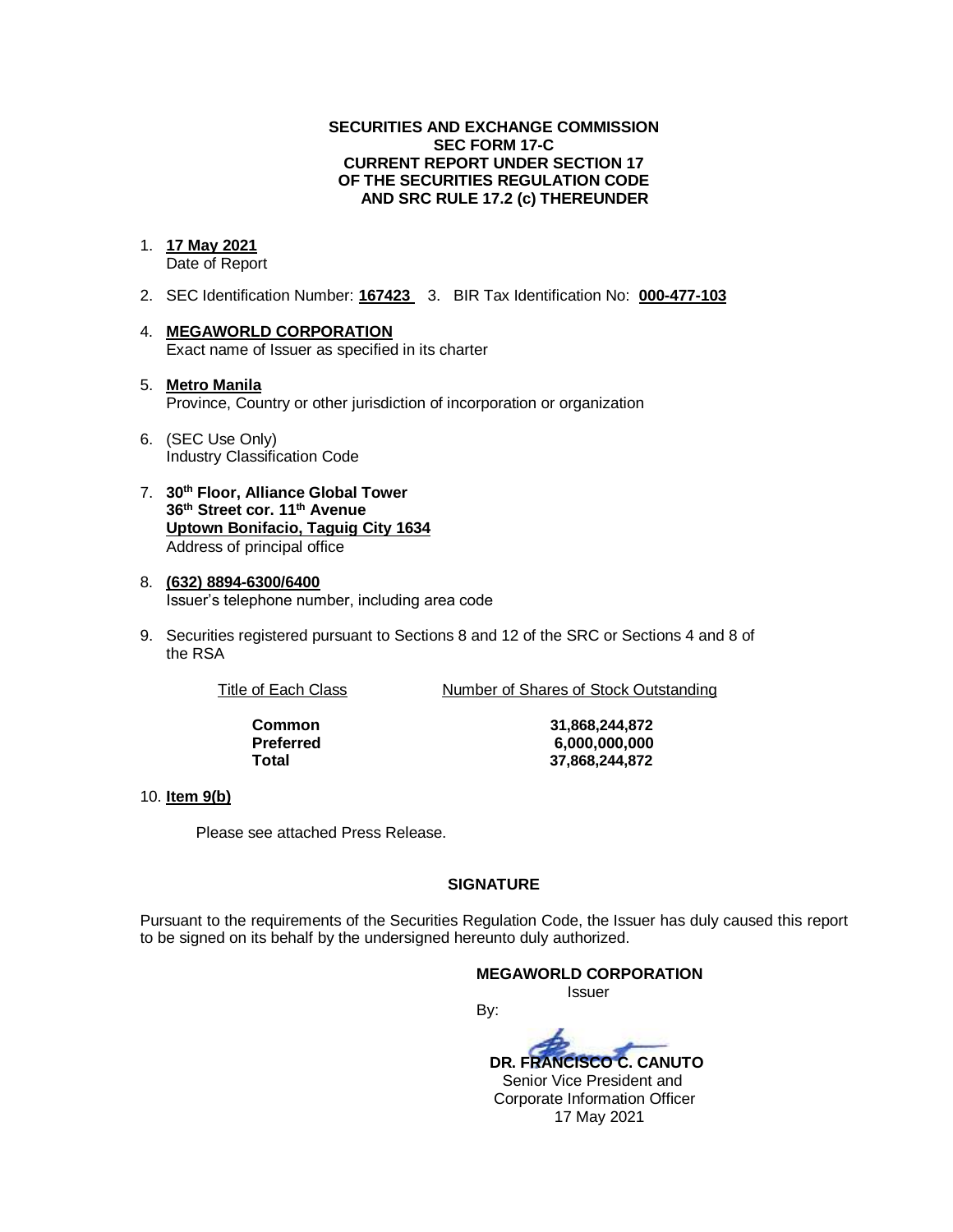**SECURITIES AND EXCHANGE COMMISSION**
**SEC FORM 17-C**
**CURRENT REPORT UNDER SECTION 17**
**OF THE SECURITIES REGULATION CODE**
**AND SRC RULE 17.2 (c) THEREUNDER**

1. **17 May 2021**
   Date of Report

2. SEC Identification Number: **167423** 3. BIR Tax Identification No: **000-477-103**

4. **MEGAWORLD CORPORATION**
   Exact name of Issuer as specified in its charter

5. **Metro Manila**
   Province, Country or other jurisdiction of incorporation or organization

6. (SEC Use Only)
   Industry Classification Code

7. **30th Floor, Alliance Global Tower**
   **36th Street cor. 11th Avenue**
   **Uptown Bonifacio, Taguig City 1634**
   Address of principal office

8. **(632) 8894-6300/6400**
   Issuer's telephone number, including area code

9. Securities registered pursuant to Sections 8 and 12 of the SRC or Sections 4 and 8 of the RSA

| Title of Each Class | Number of Shares of Stock Outstanding |
|---|---|
| **Common** | **31,868,244,872** |
| **Preferred** | **6,000,000,000** |
| **Total** | **37,868,244,872** |

10. **Item 9(b)**

    Please see attached Press Release.

**SIGNATURE**

Pursuant to the requirements of the Securities Regulation Code, the Issuer has duly caused this report to be signed on its behalf by the undersigned hereunto duly authorized.

**MEGAWORLD CORPORATION**
Issuer

By:

**DR. FRANCISCO C. CANUTO**
Senior Vice President and
Corporate Information Officer
17 May 2021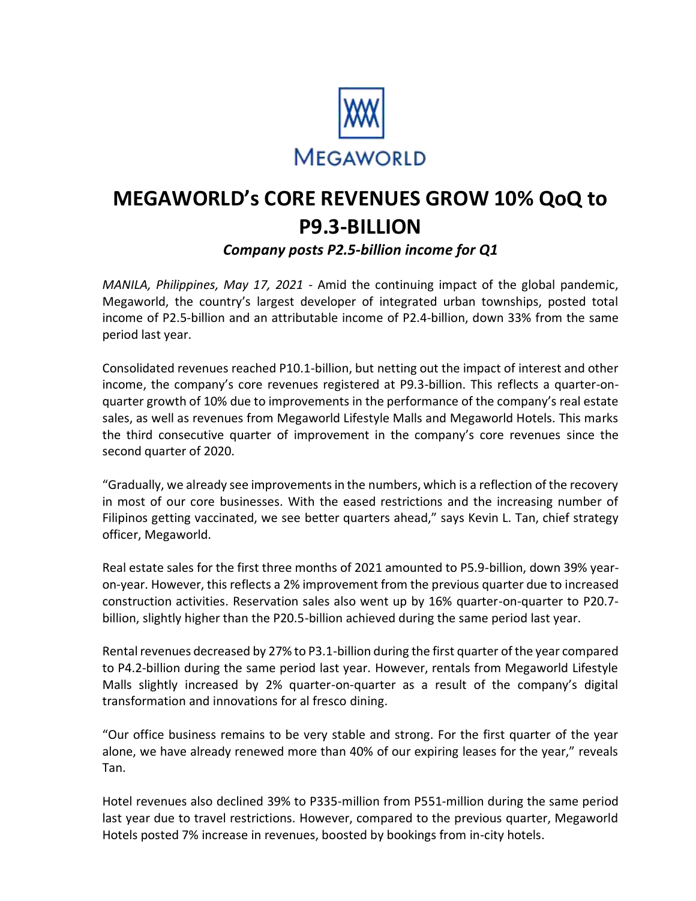MEGAWORLD

# MEGAWORLD's CORE REVENUES GROW 10% QoQ to P9.3-BILLION

***Company posts P2.5-billion income for Q1***

*MANILA, Philippines, May 17, 2021* - Amid the continuing impact of the global pandemic, Megaworld, the country's largest developer of integrated urban townships, posted total income of P2.5-billion and an attributable income of P2.4-billion, down 33% from the same period last year.

Consolidated revenues reached P10.1-billion, but netting out the impact of interest and other income, the company's core revenues registered at P9.3-billion. This reflects a quarter-on-quarter growth of 10% due to improvements in the performance of the company's real estate sales, as well as revenues from Megaworld Lifestyle Malls and Megaworld Hotels. This marks the third consecutive quarter of improvement in the company's core revenues since the second quarter of 2020.

"Gradually, we already see improvements in the numbers, which is a reflection of the recovery in most of our core businesses. With the eased restrictions and the increasing number of Filipinos getting vaccinated, we see better quarters ahead," says Kevin L. Tan, chief strategy officer, Megaworld.

Real estate sales for the first three months of 2021 amounted to P5.9-billion, down 39% year-on-year. However, this reflects a 2% improvement from the previous quarter due to increased construction activities. Reservation sales also went up by 16% quarter-on-quarter to P20.7-billion, slightly higher than the P20.5-billion achieved during the same period last year.

Rental revenues decreased by 27% to P3.1-billion during the first quarter of the year compared to P4.2-billion during the same period last year. However, rentals from Megaworld Lifestyle Malls slightly increased by 2% quarter-on-quarter as a result of the company's digital transformation and innovations for al fresco dining.

"Our office business remains to be very stable and strong. For the first quarter of the year alone, we have already renewed more than 40% of our expiring leases for the year," reveals Tan.

Hotel revenues also declined 39% to P335-million from P551-million during the same period last year due to travel restrictions. However, compared to the previous quarter, Megaworld Hotels posted 7% increase in revenues, boosted by bookings from in-city hotels.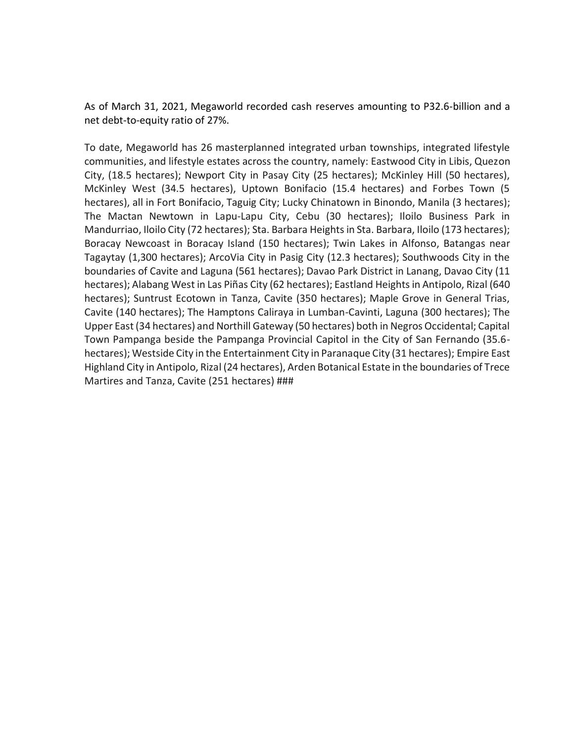As of March 31, 2021, Megaworld recorded cash reserves amounting to P32.6-billion and a net debt-to-equity ratio of 27%.

To date, Megaworld has 26 masterplanned integrated urban townships, integrated lifestyle communities, and lifestyle estates across the country, namely: Eastwood City in Libis, Quezon City, (18.5 hectares); Newport City in Pasay City (25 hectares); McKinley Hill (50 hectares), McKinley West (34.5 hectares), Uptown Bonifacio (15.4 hectares) and Forbes Town (5 hectares), all in Fort Bonifacio, Taguig City; Lucky Chinatown in Binondo, Manila (3 hectares); The Mactan Newtown in Lapu-Lapu City, Cebu (30 hectares); Iloilo Business Park in Mandurriao, Iloilo City (72 hectares); Sta. Barbara Heights in Sta. Barbara, Iloilo (173 hectares); Boracay Newcoast in Boracay Island (150 hectares); Twin Lakes in Alfonso, Batangas near Tagaytay (1,300 hectares); ArcoVia City in Pasig City (12.3 hectares); Southwoods City in the boundaries of Cavite and Laguna (561 hectares); Davao Park District in Lanang, Davao City (11 hectares); Alabang West in Las Piñas City (62 hectares); Eastland Heights in Antipolo, Rizal (640 hectares); Suntrust Ecotown in Tanza, Cavite (350 hectares); Maple Grove in General Trias, Cavite (140 hectares); The Hamptons Caliraya in Lumban-Cavinti, Laguna (300 hectares); The Upper East (34 hectares) and Northill Gateway (50 hectares) both in Negros Occidental; Capital Town Pampanga beside the Pampanga Provincial Capitol in the City of San Fernando (35.6-hectares); Westside City in the Entertainment City in Paranaque City (31 hectares); Empire East Highland City in Antipolo, Rizal (24 hectares), Arden Botanical Estate in the boundaries of Trece Martires and Tanza, Cavite (251 hectares) ###